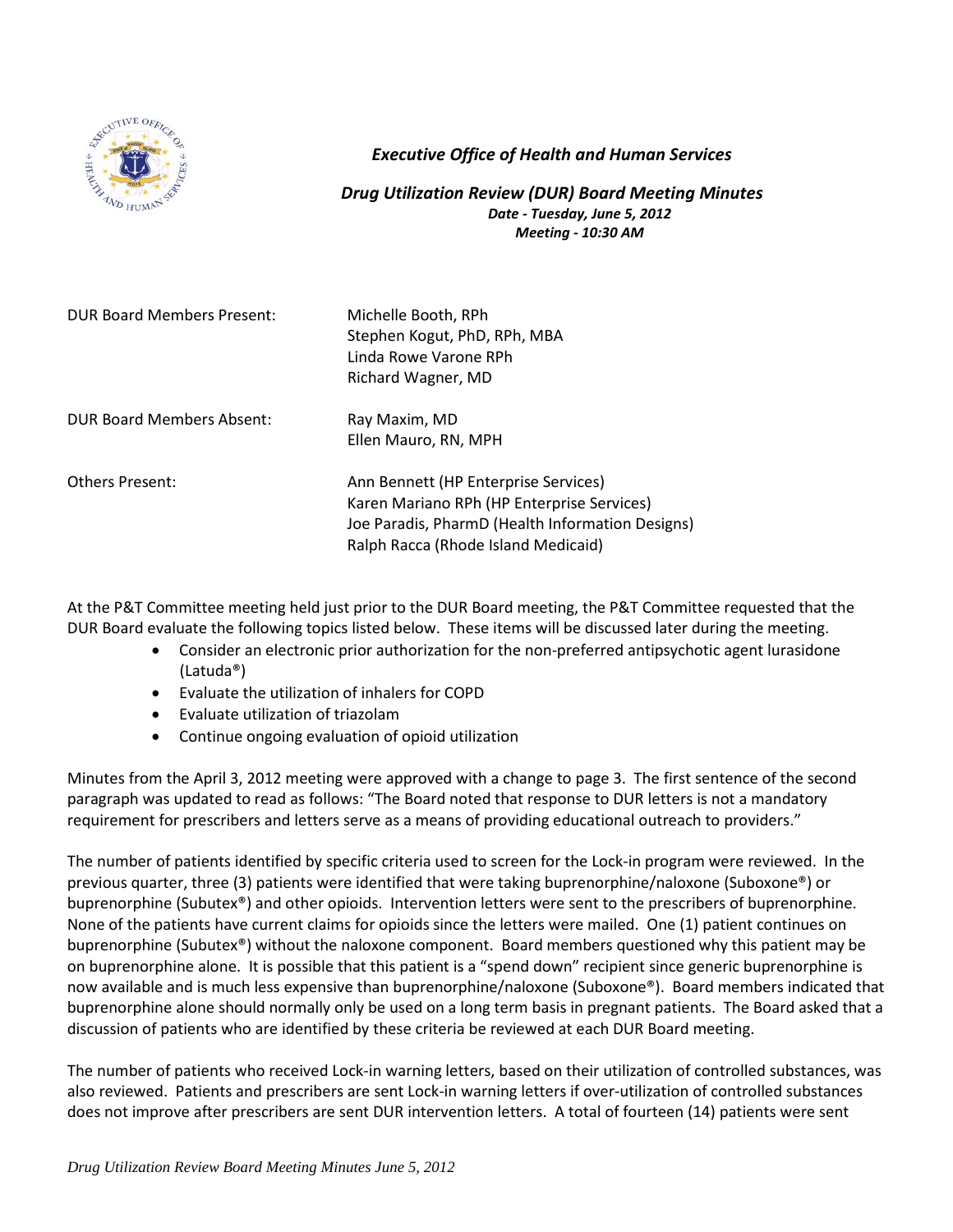### *Executive Office of Health and Human Services*

### *Drug Utilization Review (DUR) Board Meeting Minutes*

***Date - Tuesday, June 5, 2012***
***Meeting - 10:30 AM***

| | |
|---|---|
| DUR Board Members Present: | Michelle Booth, RPh<br>Stephen Kogut, PhD, RPh, MBA<br>Linda Rowe Varone RPh<br>Richard Wagner, MD |
| DUR Board Members Absent: | Ray Maxim, MD<br>Ellen Mauro, RN, MPH |
| Others Present: | Ann Bennett (HP Enterprise Services)<br>Karen Mariano RPh (HP Enterprise Services)<br>Joe Paradis, PharmD (Health Information Designs)<br>Ralph Racca (Rhode Island Medicaid) |

At the P&T Committee meeting held just prior to the DUR Board meeting, the P&T Committee requested that the DUR Board evaluate the following topics listed below. These items will be discussed later during the meeting.

- Consider an electronic prior authorization for the non-preferred antipsychotic agent lurasidone (Latuda®)
- Evaluate the utilization of inhalers for COPD
- Evaluate utilization of triazolam
- Continue ongoing evaluation of opioid utilization

Minutes from the April 3, 2012 meeting were approved with a change to page 3. The first sentence of the second paragraph was updated to read as follows: "The Board noted that response to DUR letters is not a mandatory requirement for prescribers and letters serve as a means of providing educational outreach to providers."

The number of patients identified by specific criteria used to screen for the Lock-in program were reviewed. In the previous quarter, three (3) patients were identified that were taking buprenorphine/naloxone (Suboxone®) or buprenorphine (Subutex®) and other opioids. Intervention letters were sent to the prescribers of buprenorphine. None of the patients have current claims for opioids since the letters were mailed. One (1) patient continues on buprenorphine (Subutex®) without the naloxone component. Board members questioned why this patient may be on buprenorphine alone. It is possible that this patient is a "spend down" recipient since generic buprenorphine is now available and is much less expensive than buprenorphine/naloxone (Suboxone®). Board members indicated that buprenorphine alone should normally only be used on a long term basis in pregnant patients. The Board asked that a discussion of patients who are identified by these criteria be reviewed at each DUR Board meeting.

The number of patients who received Lock-in warning letters, based on their utilization of controlled substances, was also reviewed. Patients and prescribers are sent Lock-in warning letters if over-utilization of controlled substances does not improve after prescribers are sent DUR intervention letters. A total of fourteen (14) patients were sent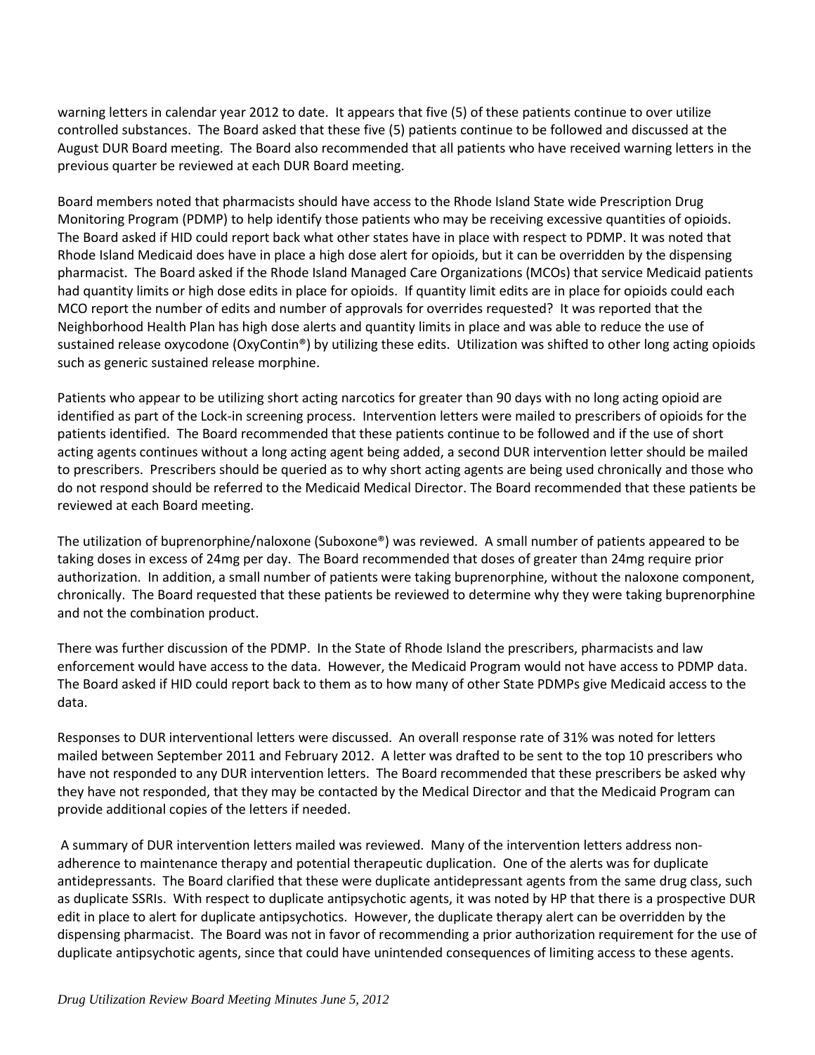warning letters in calendar year 2012 to date. It appears that five (5) of these patients continue to over utilize controlled substances. The Board asked that these five (5) patients continue to be followed and discussed at the August DUR Board meeting. The Board also recommended that all patients who have received warning letters in the previous quarter be reviewed at each DUR Board meeting.

Board members noted that pharmacists should have access to the Rhode Island State wide Prescription Drug Monitoring Program (PDMP) to help identify those patients who may be receiving excessive quantities of opioids. The Board asked if HID could report back what other states have in place with respect to PDMP. It was noted that Rhode Island Medicaid does have in place a high dose alert for opioids, but it can be overridden by the dispensing pharmacist. The Board asked if the Rhode Island Managed Care Organizations (MCOs) that service Medicaid patients had quantity limits or high dose edits in place for opioids. If quantity limit edits are in place for opioids could each MCO report the number of edits and number of approvals for overrides requested? It was reported that the Neighborhood Health Plan has high dose alerts and quantity limits in place and was able to reduce the use of sustained release oxycodone (OxyContin®) by utilizing these edits. Utilization was shifted to other long acting opioids such as generic sustained release morphine.

Patients who appear to be utilizing short acting narcotics for greater than 90 days with no long acting opioid are identified as part of the Lock-in screening process. Intervention letters were mailed to prescribers of opioids for the patients identified. The Board recommended that these patients continue to be followed and if the use of short acting agents continues without a long acting agent being added, a second DUR intervention letter should be mailed to prescribers. Prescribers should be queried as to why short acting agents are being used chronically and those who do not respond should be referred to the Medicaid Medical Director. The Board recommended that these patients be reviewed at each Board meeting.

The utilization of buprenorphine/naloxone (Suboxone®) was reviewed. A small number of patients appeared to be taking doses in excess of 24mg per day. The Board recommended that doses of greater than 24mg require prior authorization. In addition, a small number of patients were taking buprenorphine, without the naloxone component, chronically. The Board requested that these patients be reviewed to determine why they were taking buprenorphine and not the combination product.

There was further discussion of the PDMP. In the State of Rhode Island the prescribers, pharmacists and law enforcement would have access to the data. However, the Medicaid Program would not have access to PDMP data. The Board asked if HID could report back to them as to how many of other State PDMPs give Medicaid access to the data.

Responses to DUR interventional letters were discussed. An overall response rate of 31% was noted for letters mailed between September 2011 and February 2012. A letter was drafted to be sent to the top 10 prescribers who have not responded to any DUR intervention letters. The Board recommended that these prescribers be asked why they have not responded, that they may be contacted by the Medical Director and that the Medicaid Program can provide additional copies of the letters if needed.

A summary of DUR intervention letters mailed was reviewed. Many of the intervention letters address non-adherence to maintenance therapy and potential therapeutic duplication. One of the alerts was for duplicate antidepressants. The Board clarified that these were duplicate antidepressant agents from the same drug class, such as duplicate SSRIs. With respect to duplicate antipsychotic agents, it was noted by HP that there is a prospective DUR edit in place to alert for duplicate antipsychotics. However, the duplicate therapy alert can be overridden by the dispensing pharmacist. The Board was not in favor of recommending a prior authorization requirement for the use of duplicate antipsychotic agents, since that could have unintended consequences of limiting access to these agents.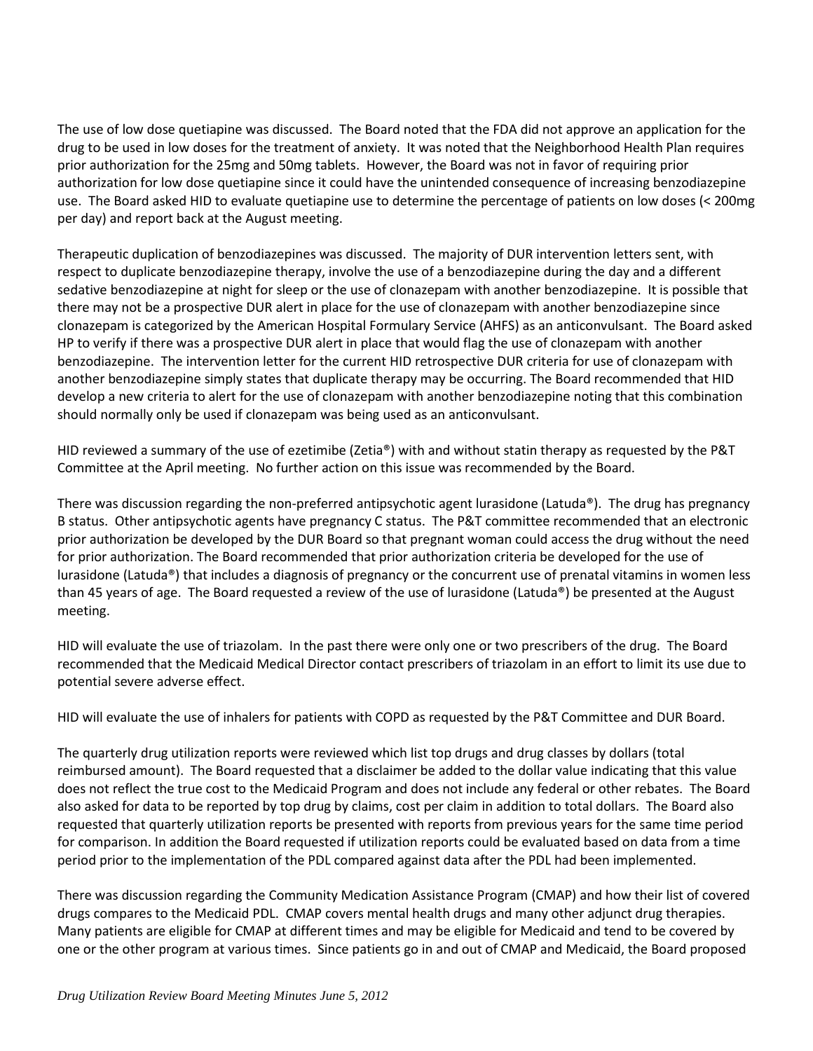The use of low dose quetiapine was discussed. The Board noted that the FDA did not approve an application for the drug to be used in low doses for the treatment of anxiety. It was noted that the Neighborhood Health Plan requires prior authorization for the 25mg and 50mg tablets. However, the Board was not in favor of requiring prior authorization for low dose quetiapine since it could have the unintended consequence of increasing benzodiazepine use. The Board asked HID to evaluate quetiapine use to determine the percentage of patients on low doses (< 200mg per day) and report back at the August meeting.

Therapeutic duplication of benzodiazepines was discussed. The majority of DUR intervention letters sent, with respect to duplicate benzodiazepine therapy, involve the use of a benzodiazepine during the day and a different sedative benzodiazepine at night for sleep or the use of clonazepam with another benzodiazepine. It is possible that there may not be a prospective DUR alert in place for the use of clonazepam with another benzodiazepine since clonazepam is categorized by the American Hospital Formulary Service (AHFS) as an anticonvulsant. The Board asked HP to verify if there was a prospective DUR alert in place that would flag the use of clonazepam with another benzodiazepine. The intervention letter for the current HID retrospective DUR criteria for use of clonazepam with another benzodiazepine simply states that duplicate therapy may be occurring. The Board recommended that HID develop a new criteria to alert for the use of clonazepam with another benzodiazepine noting that this combination should normally only be used if clonazepam was being used as an anticonvulsant.

HID reviewed a summary of the use of ezetimibe (Zetia®) with and without statin therapy as requested by the P&T Committee at the April meeting. No further action on this issue was recommended by the Board.

There was discussion regarding the non-preferred antipsychotic agent lurasidone (Latuda®). The drug has pregnancy B status. Other antipsychotic agents have pregnancy C status. The P&T committee recommended that an electronic prior authorization be developed by the DUR Board so that pregnant woman could access the drug without the need for prior authorization. The Board recommended that prior authorization criteria be developed for the use of lurasidone (Latuda®) that includes a diagnosis of pregnancy or the concurrent use of prenatal vitamins in women less than 45 years of age. The Board requested a review of the use of lurasidone (Latuda®) be presented at the August meeting.

HID will evaluate the use of triazolam. In the past there were only one or two prescribers of the drug. The Board recommended that the Medicaid Medical Director contact prescribers of triazolam in an effort to limit its use due to potential severe adverse effect.

HID will evaluate the use of inhalers for patients with COPD as requested by the P&T Committee and DUR Board.

The quarterly drug utilization reports were reviewed which list top drugs and drug classes by dollars (total reimbursed amount). The Board requested that a disclaimer be added to the dollar value indicating that this value does not reflect the true cost to the Medicaid Program and does not include any federal or other rebates. The Board also asked for data to be reported by top drug by claims, cost per claim in addition to total dollars. The Board also requested that quarterly utilization reports be presented with reports from previous years for the same time period for comparison. In addition the Board requested if utilization reports could be evaluated based on data from a time period prior to the implementation of the PDL compared against data after the PDL had been implemented.

There was discussion regarding the Community Medication Assistance Program (CMAP) and how their list of covered drugs compares to the Medicaid PDL. CMAP covers mental health drugs and many other adjunct drug therapies. Many patients are eligible for CMAP at different times and may be eligible for Medicaid and tend to be covered by one or the other program at various times. Since patients go in and out of CMAP and Medicaid, the Board proposed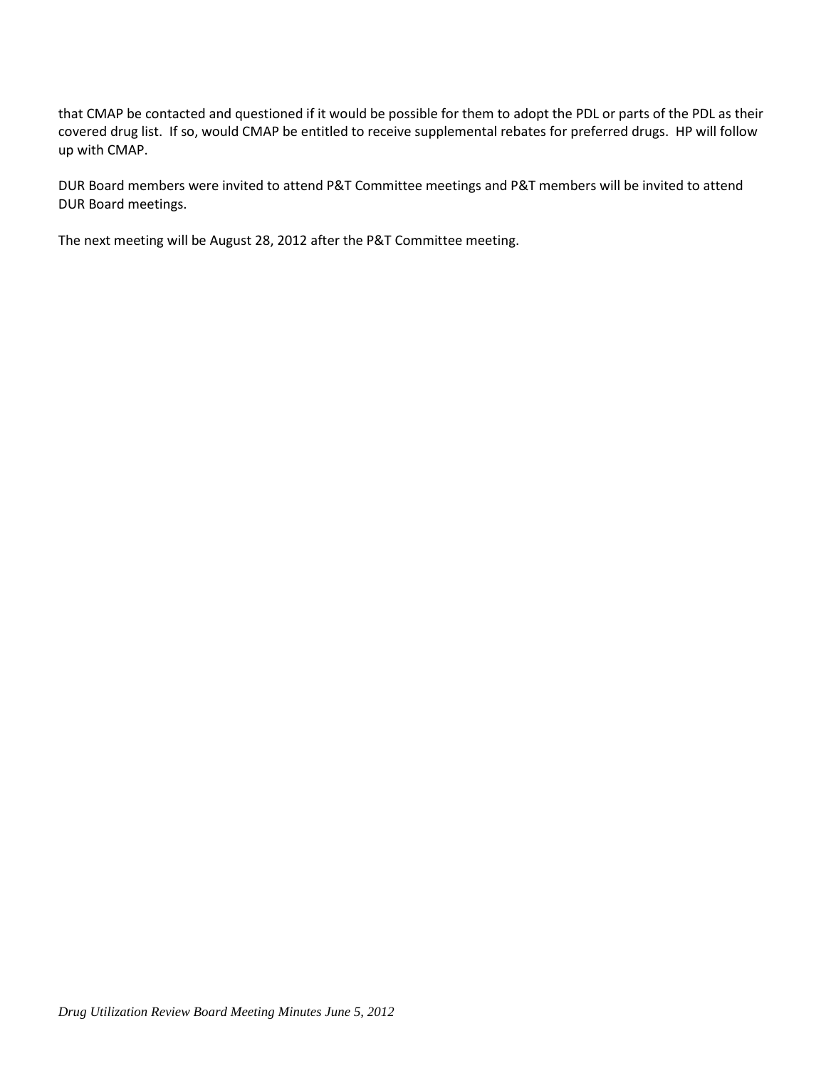that CMAP be contacted and questioned if it would be possible for them to adopt the PDL or parts of the PDL as their covered drug list. If so, would CMAP be entitled to receive supplemental rebates for preferred drugs. HP will follow up with CMAP.

DUR Board members were invited to attend P&T Committee meetings and P&T members will be invited to attend DUR Board meetings.

The next meeting will be August 28, 2012 after the P&T Committee meeting.